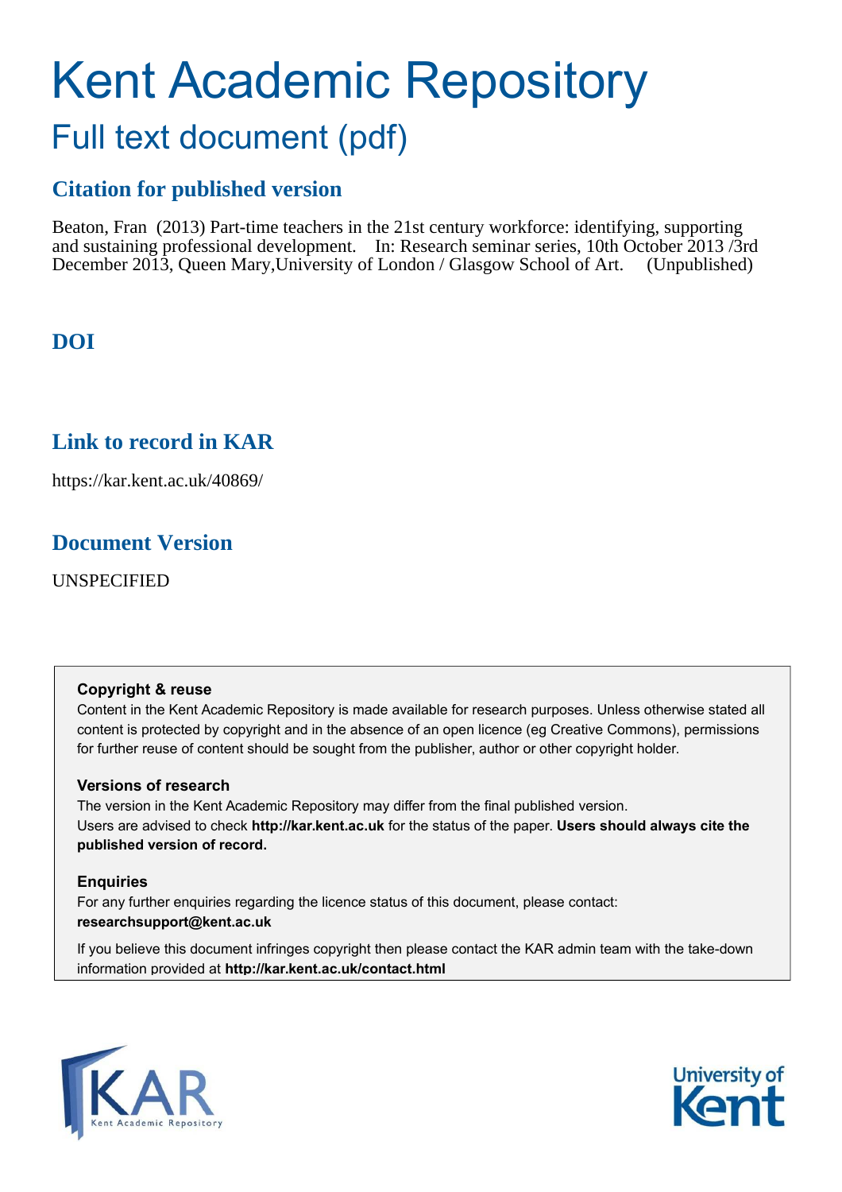# Kent Academic Repository

## Full text document (pdf)

### Citation for published version

Beaton, Fran (2013) Part-time teachers in the 21st century workforce: identifying, supporting and sustaining professional development. In: Research seminar series, 10th October 2013 /3rd December 2013, Queen Mary,University of London / Glasgow School of Art. (Unpublished)

### DOI

### Link to record in KAR

https://kar.kent.ac.uk/40869/

### Document Version

UNSPECIFIED

**Copyright & reuse**

Content in the Kent Academic Repository is made available for research purposes. Unless otherwise stated all content is protected by copyright and in the absence of an open licence (eg Creative Commons), permissions for further reuse of content should be sought from the publisher, author or other copyright holder.

**Versions of research**

The version in the Kent Academic Repository may differ from the final published version. Users are advised to check **http://kar.kent.ac.uk** for the status of the paper. **Users should always cite the published version of record.**

**Enquiries**

For any further enquiries regarding the licence status of this document, please contact: **researchsupport@kent.ac.uk**

If you believe this document infringes copyright then please contact the KAR admin team with the take-down information provided at **http://kar.kent.ac.uk/contact.html**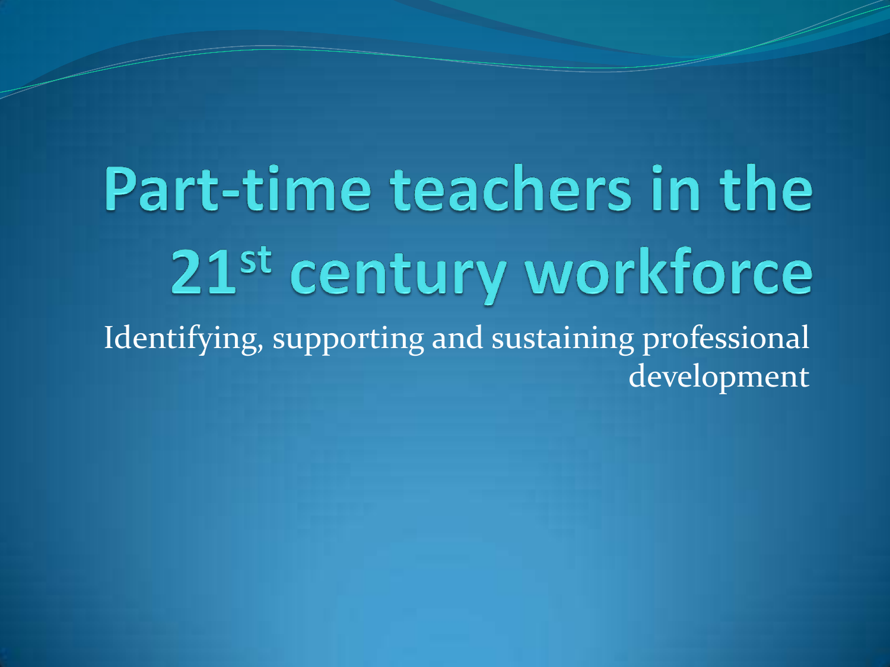# Part-time teachers in the 21st century workforce

Identifying, supporting and sustaining professional development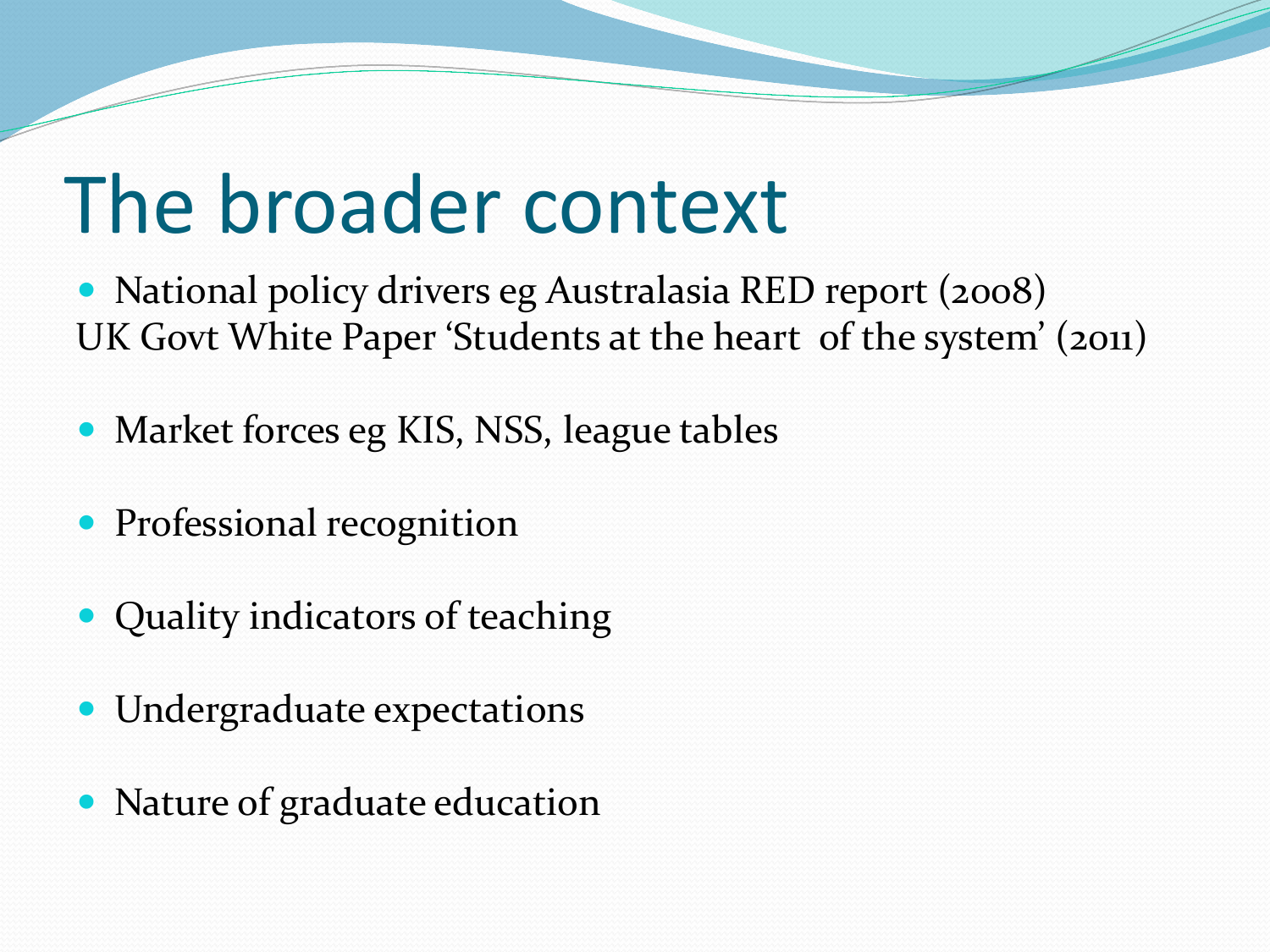# The broader context

- National policy drivers eg Australasia RED report (2008)
UK Govt White Paper 'Students at the heart of the system' (2011)

- Market forces eg KIS, NSS, league tables

- Professional recognition

- Quality indicators of teaching

- Undergraduate expectations

- Nature of graduate education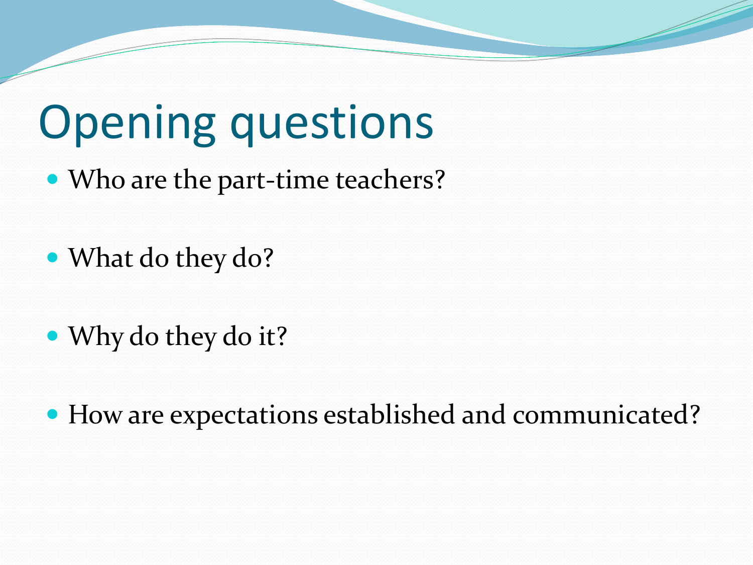# Opening questions

- Who are the part-time teachers?
- What do they do?
- Why do they do it?
- How are expectations established and communicated?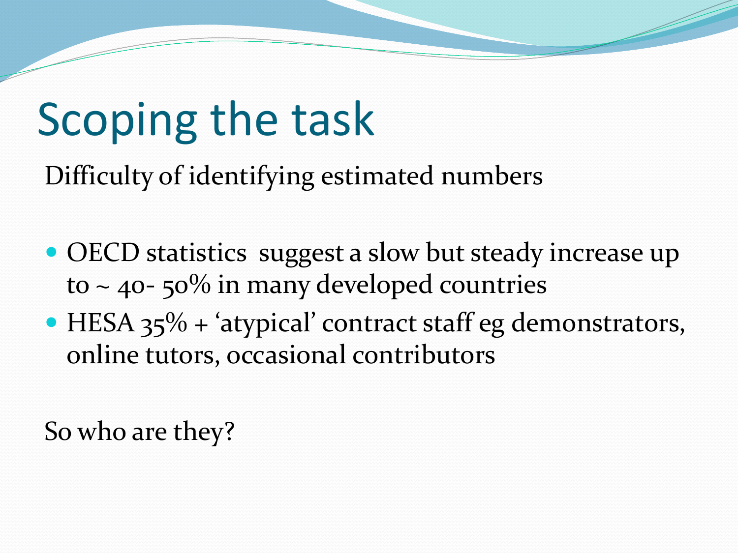# Scoping the task

Difficulty of identifying estimated numbers

- OECD statistics suggest a slow but steady increase up to ~ 40- 50% in many developed countries
- HESA 35% + 'atypical' contract staff eg demonstrators, online tutors, occasional contributors

So who are they?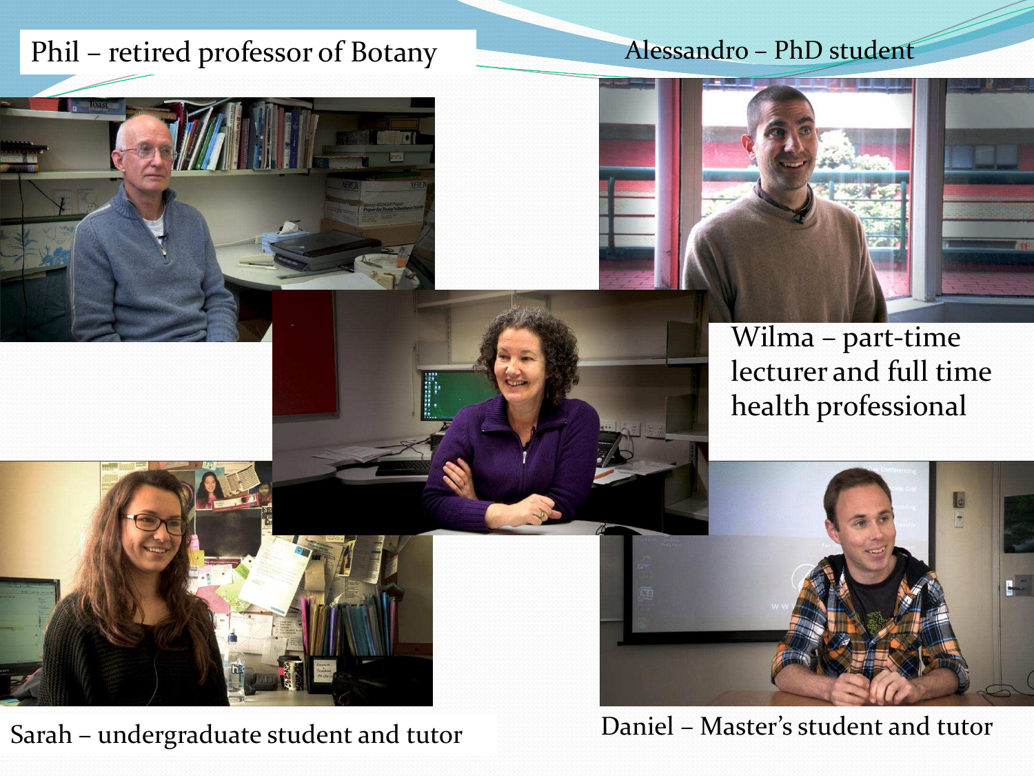Phil – retired professor of Botany

Alessandro – PhD student

Wilma – part-time lecturer and full time health professional

Sarah – undergraduate student and tutor

Daniel – Master's student and tutor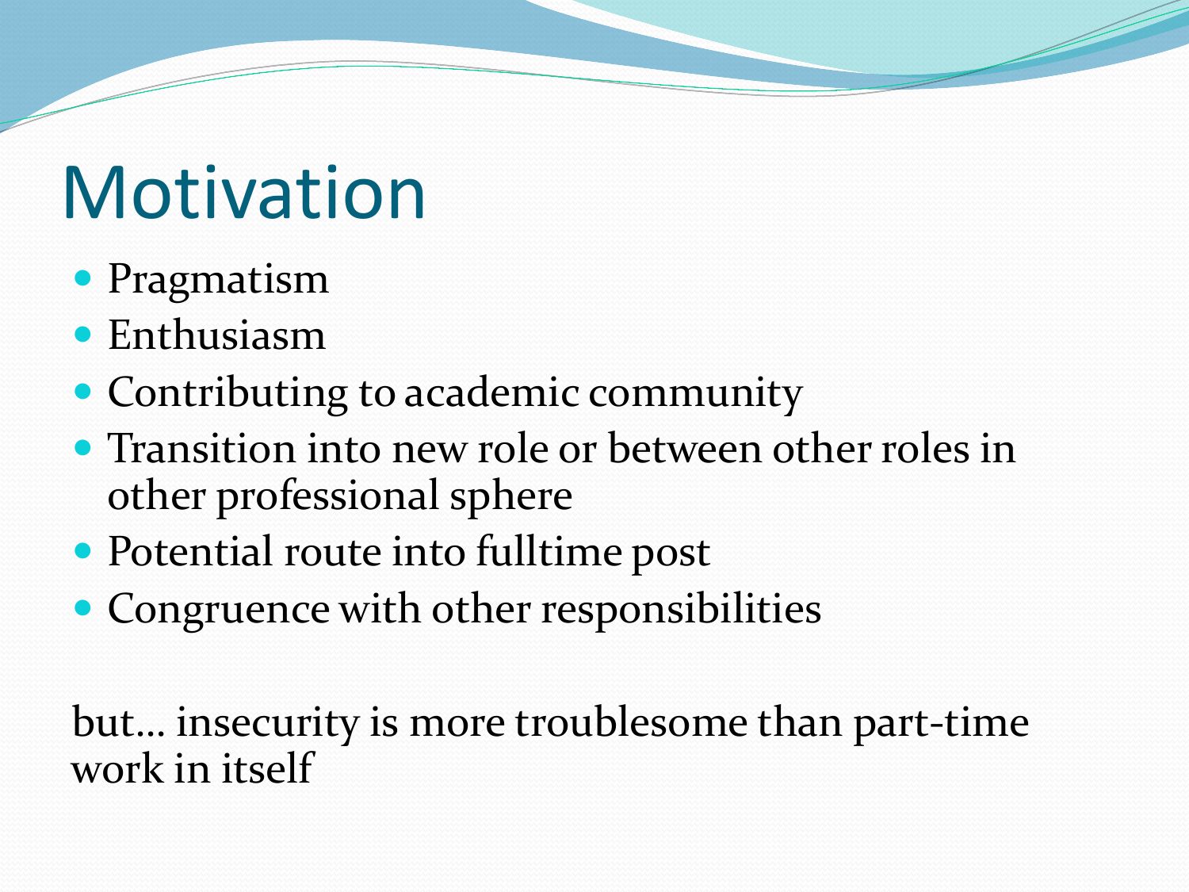# Motivation

- Pragmatism
- Enthusiasm
- Contributing to academic community
- Transition into new role or between other roles in other professional sphere
- Potential route into fulltime post
- Congruence with other responsibilities

but… insecurity is more troublesome than part-time work in itself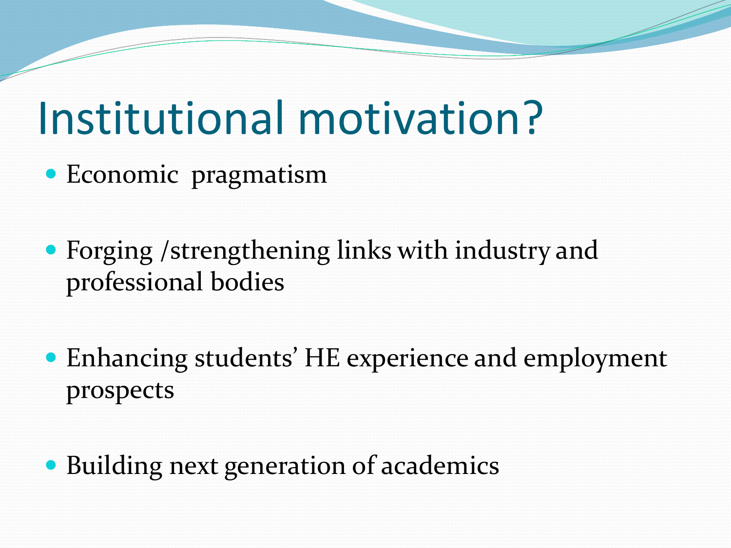# Institutional motivation?

- Economic pragmatism
- Forging /strengthening links with industry and professional bodies
- Enhancing students' HE experience and employment prospects
- Building next generation of academics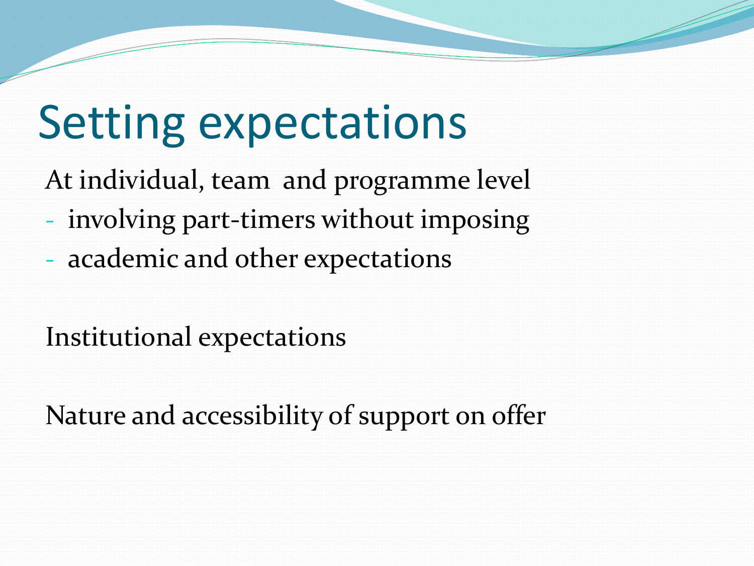# Setting expectations

At individual, team and programme level

- involving part-timers without imposing
- academic and other expectations

Institutional expectations

Nature and accessibility of support on offer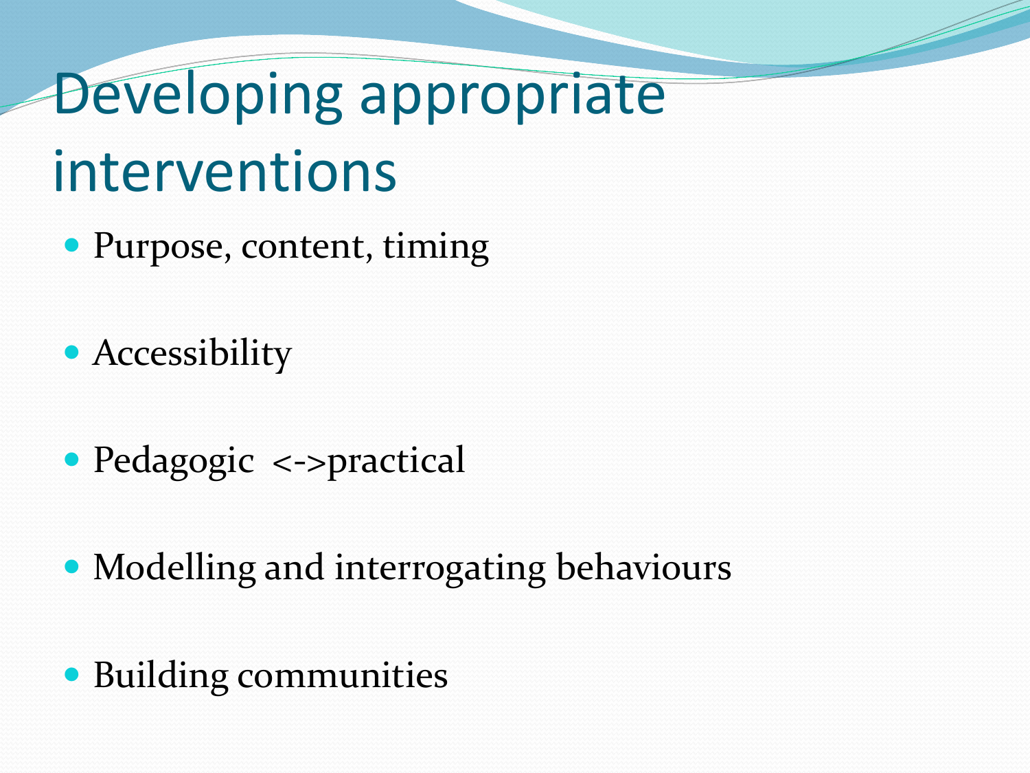# Developing appropriate interventions

- Purpose, content, timing
- Accessibility
- Pedagogic <->practical
- Modelling and interrogating behaviours
- Building communities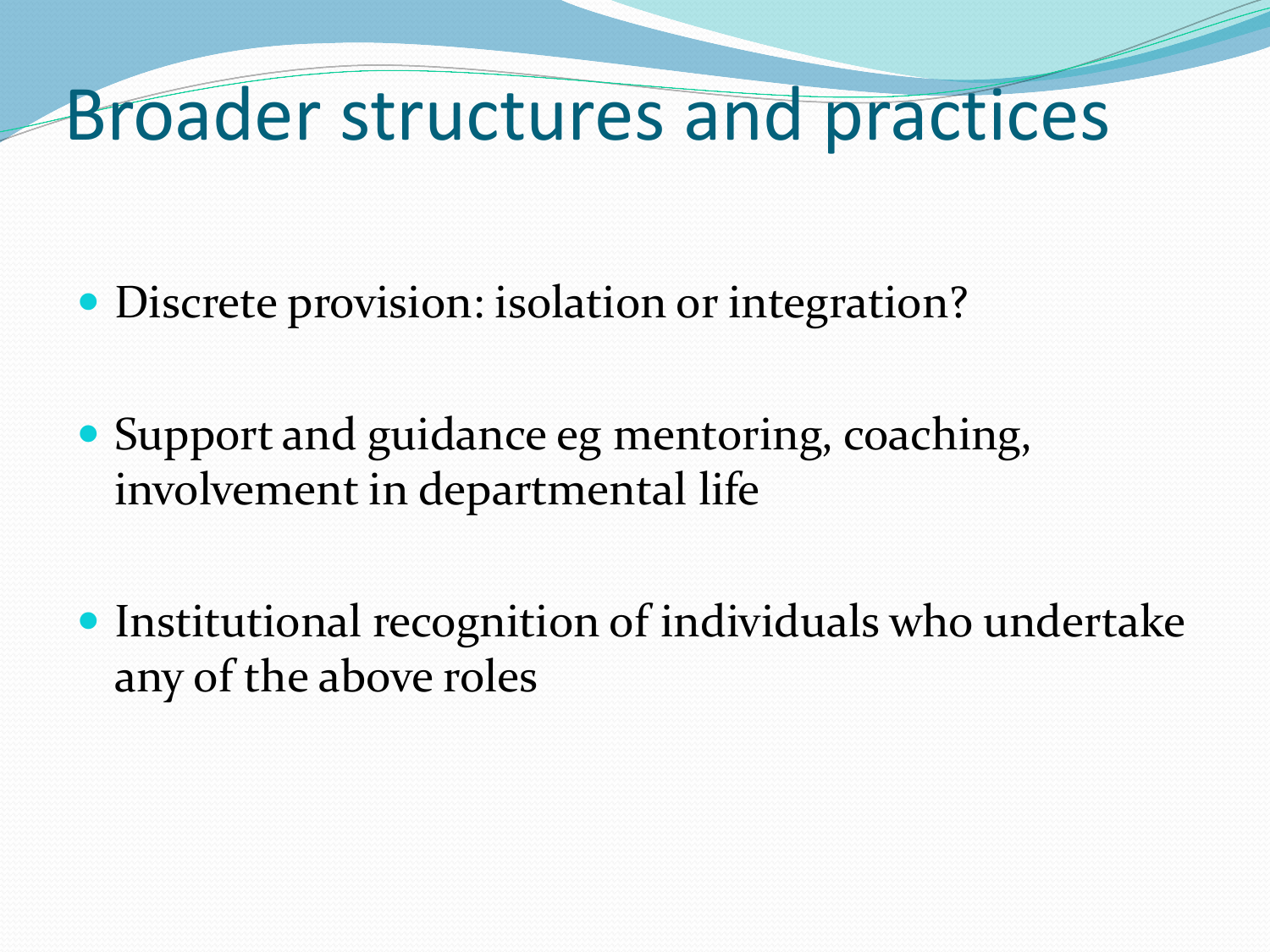# Broader structures and practices

- Discrete provision: isolation or integration?
- Support and guidance eg mentoring, coaching, involvement in departmental life
- Institutional recognition of individuals who undertake any of the above roles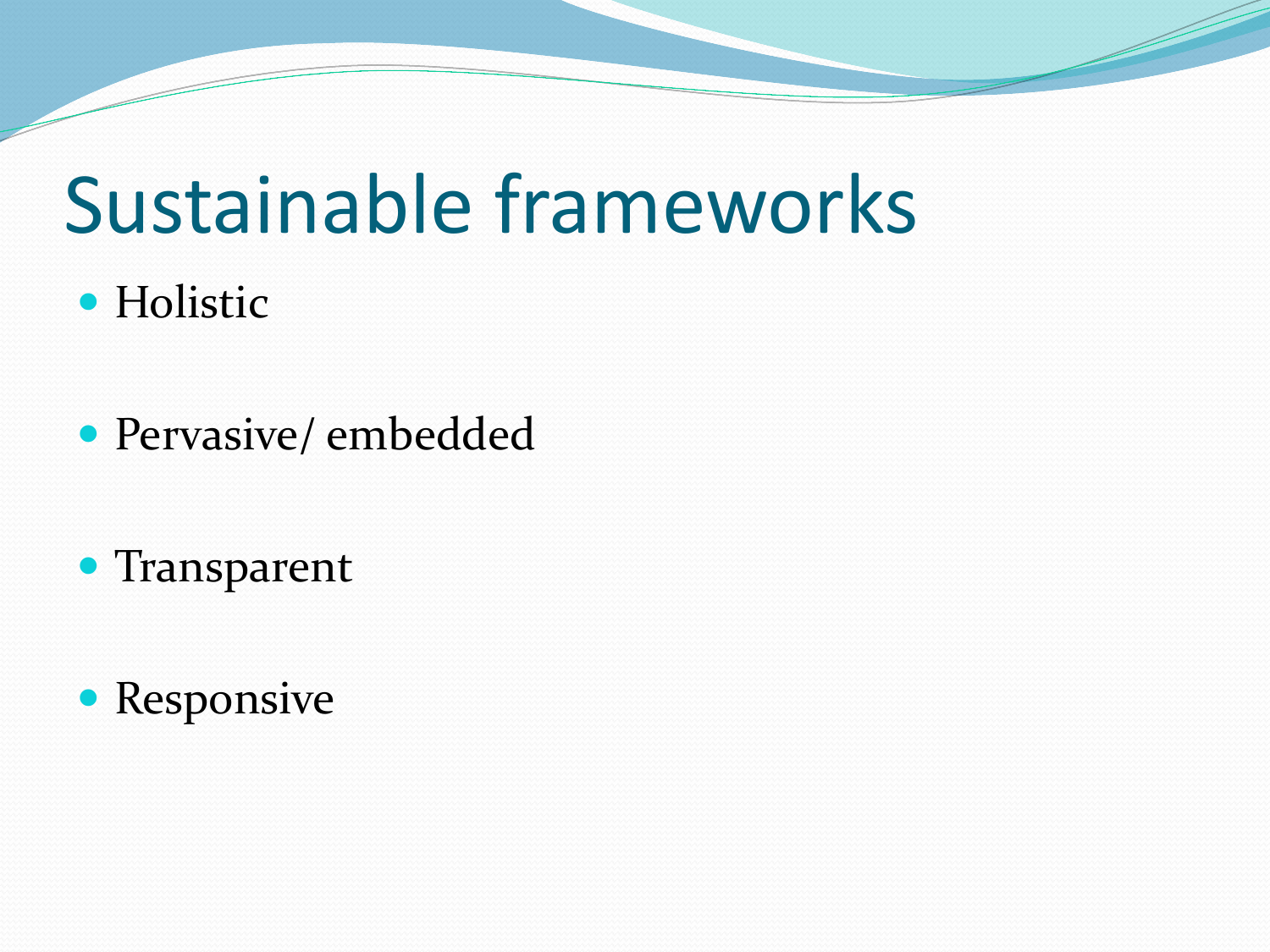# Sustainable frameworks

- Holistic
- Pervasive/ embedded
- Transparent
- Responsive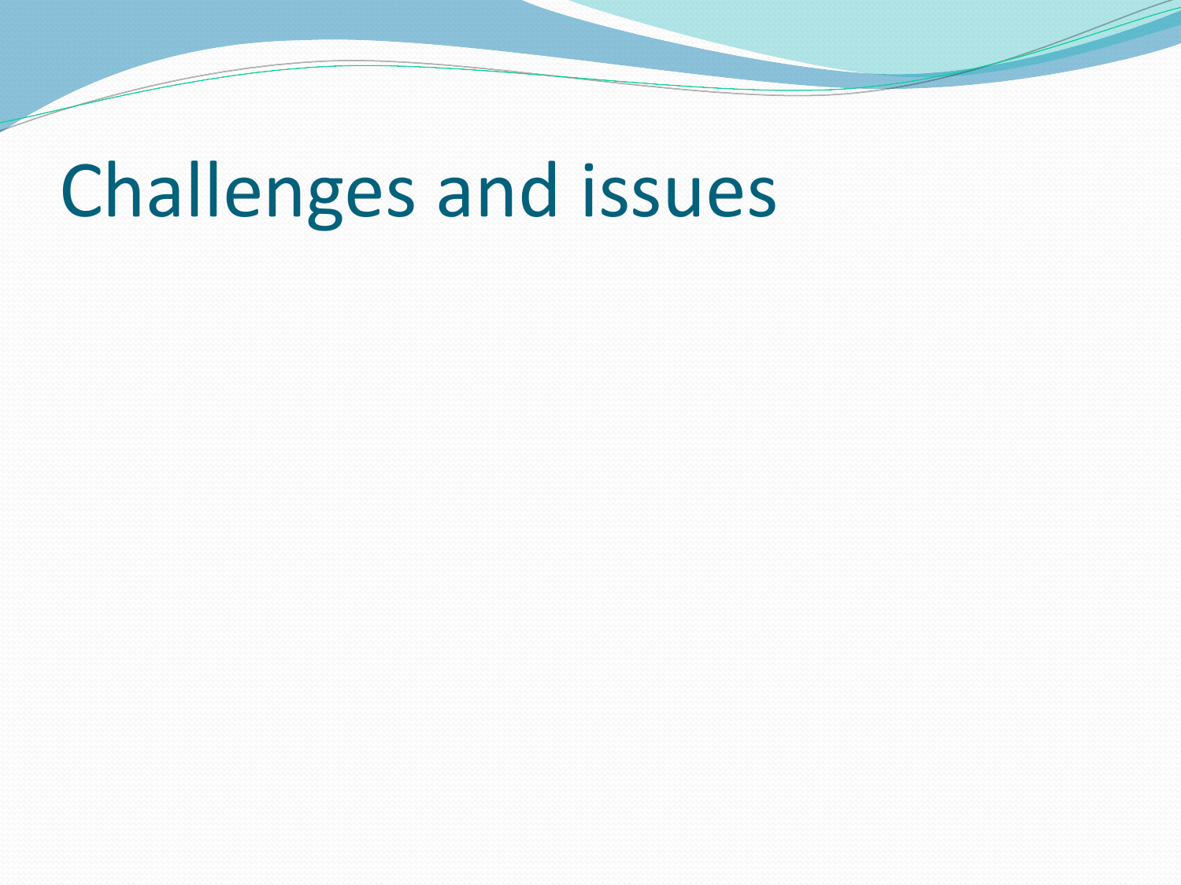# Challenges and issues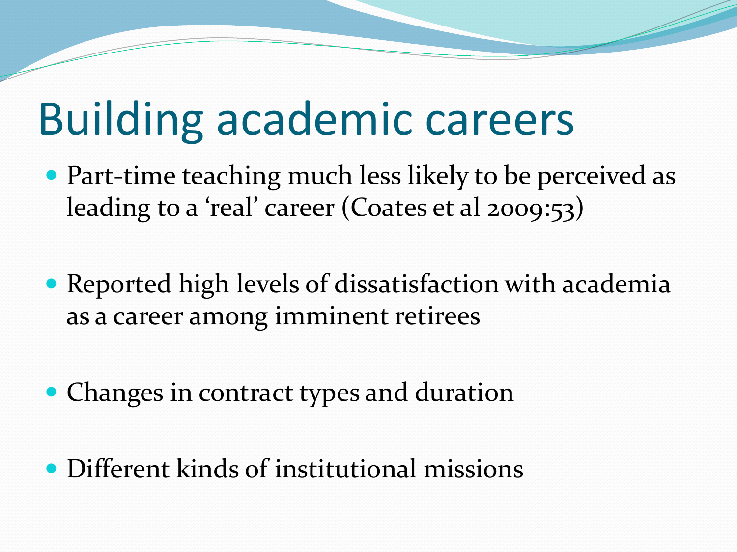# Building academic careers

- Part-time teaching much less likely to be perceived as leading to a 'real' career (Coates et al 2009:53)
- Reported high levels of dissatisfaction with academia as a career among imminent retirees
- Changes in contract types and duration
- Different kinds of institutional missions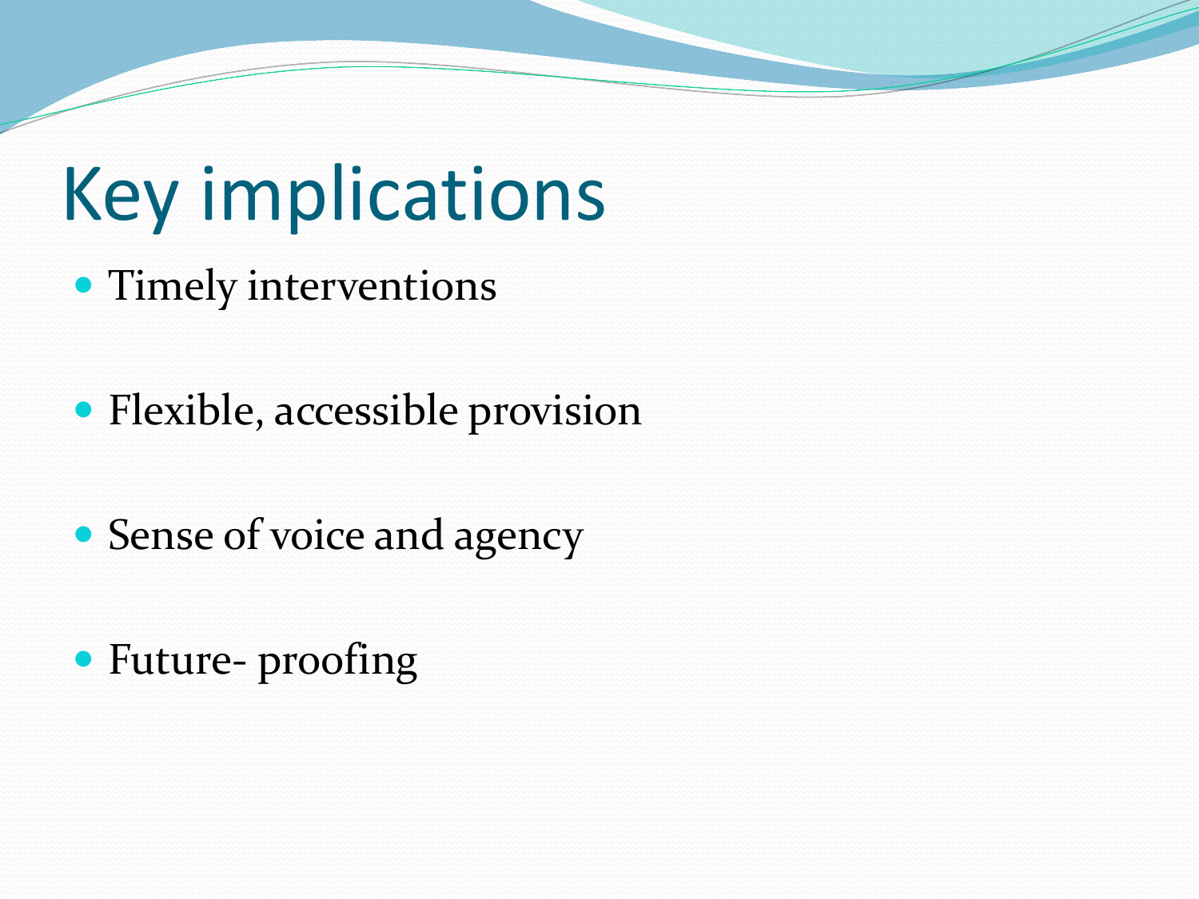# Key implications

- Timely interventions
- Flexible, accessible provision
- Sense of voice and agency
- Future- proofing